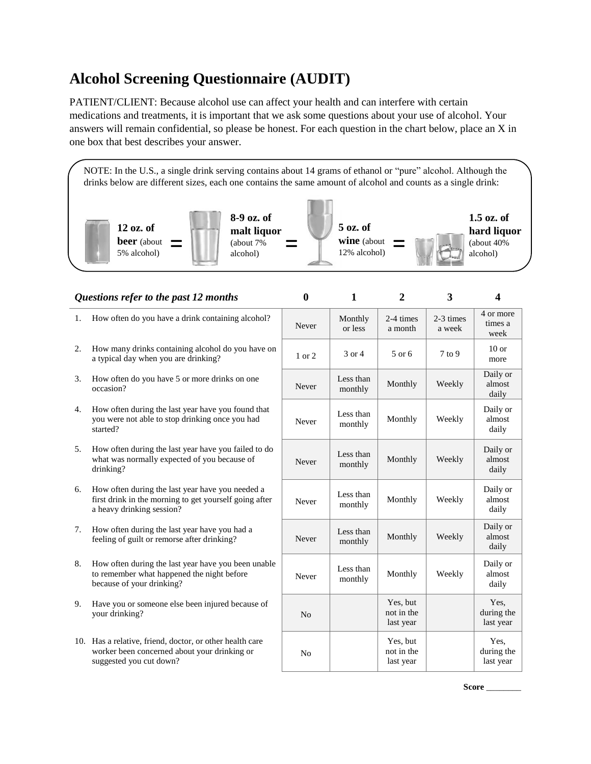# Alcohol Screening Questionnaire (AUDIT)

PATIENT/CLIENT: Because alcohol use can affect your health and can interfere with certain medications and treatments, it is important that we ask some questions about your use of alcohol. Your answers will remain confidential, so please be honest. For each question in the chart below, place an X in one box that best describes your answer.

NOTE: In the U.S., a single drink serving contains about 14 grams of ethanol or "pure" alcohol. Although the drinks below are different sizes, each one contains the same amount of alcohol and counts as a single drink:

**12 oz. of beer** (about 5% alcohol) = **8-9 oz. of malt liquor** (about 7% alcohol) = **5 oz. of wine** (about 12% alcohol) = **1.5 oz. of hard liquor** (about 40% alcohol)

| *Questions refer to the past 12 months* | 0 | 1 | 2 | 3 | 4 |
|---|---|---|---|---|---|
| 1. How often do you have a drink containing alcohol? | Never | Monthly or less | 2-4 times a month | 2-3 times a week | 4 or more times a week |
| 2. How many drinks containing alcohol do you have on a typical day when you are drinking? | 1 or 2 | 3 or 4 | 5 or 6 | 7 to 9 | 10 or more |
| 3. How often do you have 5 or more drinks on one occasion? | Never | Less than monthly | Monthly | Weekly | Daily or almost daily |
| 4. How often during the last year have you found that you were not able to stop drinking once you had started? | Never | Less than monthly | Monthly | Weekly | Daily or almost daily |
| 5. How often during the last year have you failed to do what was normally expected of you because of drinking? | Never | Less than monthly | Monthly | Weekly | Daily or almost daily |
| 6. How often during the last year have you needed a first drink in the morning to get yourself going after a heavy drinking session? | Never | Less than monthly | Monthly | Weekly | Daily or almost daily |
| 7. How often during the last year have you had a feeling of guilt or remorse after drinking? | Never | Less than monthly | Monthly | Weekly | Daily or almost daily |
| 8. How often during the last year have you been unable to remember what happened the night before because of your drinking? | Never | Less than monthly | Monthly | Weekly | Daily or almost daily |
| 9. Have you or someone else been injured because of your drinking? | No | | Yes, but not in the last year | | Yes, during the last year |
| 10. Has a relative, friend, doctor, or other health care worker been concerned about your drinking or suggested you cut down? | No | | Yes, but not in the last year | | Yes, during the last year |

**Score** ________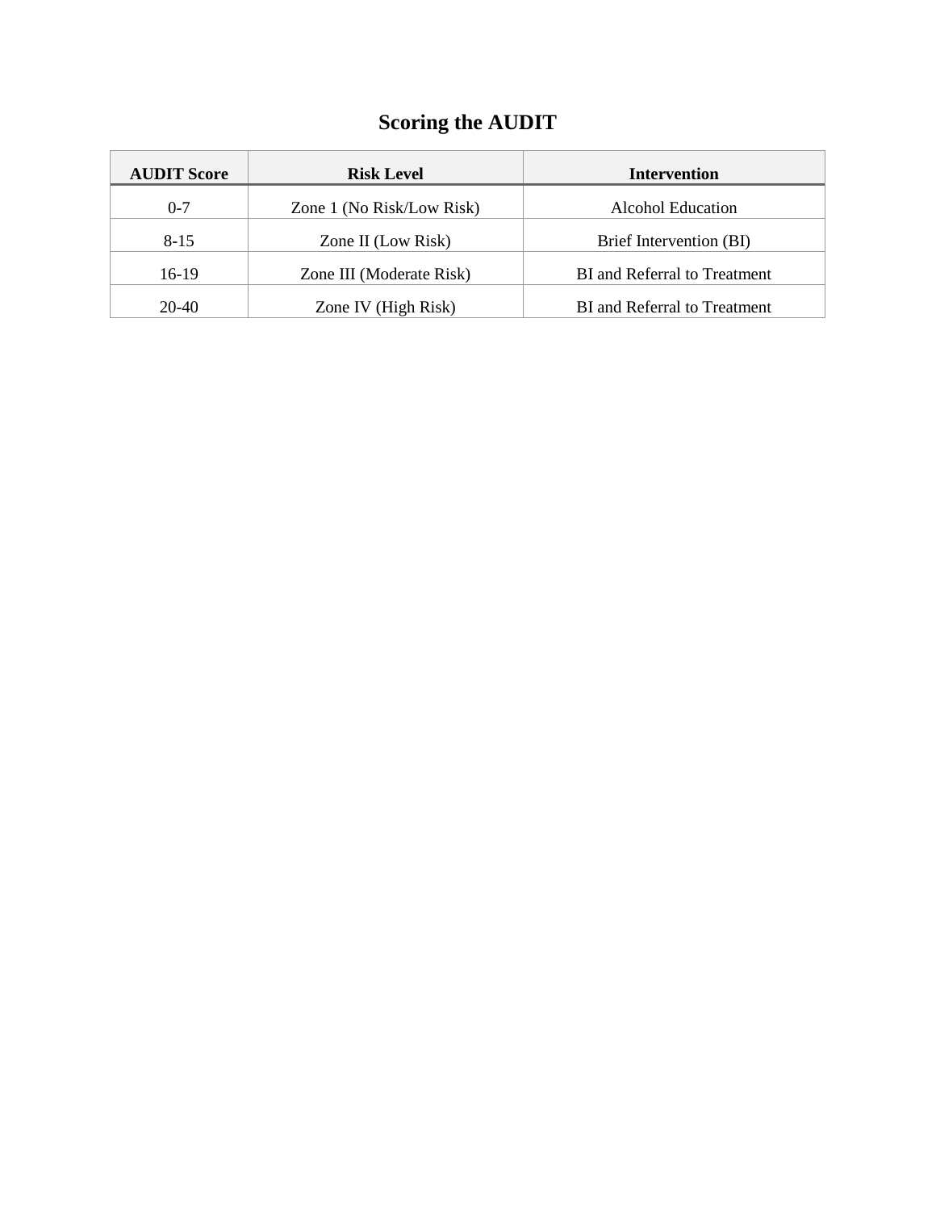# Scoring the AUDIT

| AUDIT Score | Risk Level | Intervention |
|---|---|---|
| 0-7 | Zone 1 (No Risk/Low Risk) | Alcohol Education |
| 8-15 | Zone II (Low Risk) | Brief Intervention (BI) |
| 16-19 | Zone III (Moderate Risk) | BI and Referral to Treatment |
| 20-40 | Zone IV (High Risk) | BI and Referral to Treatment |